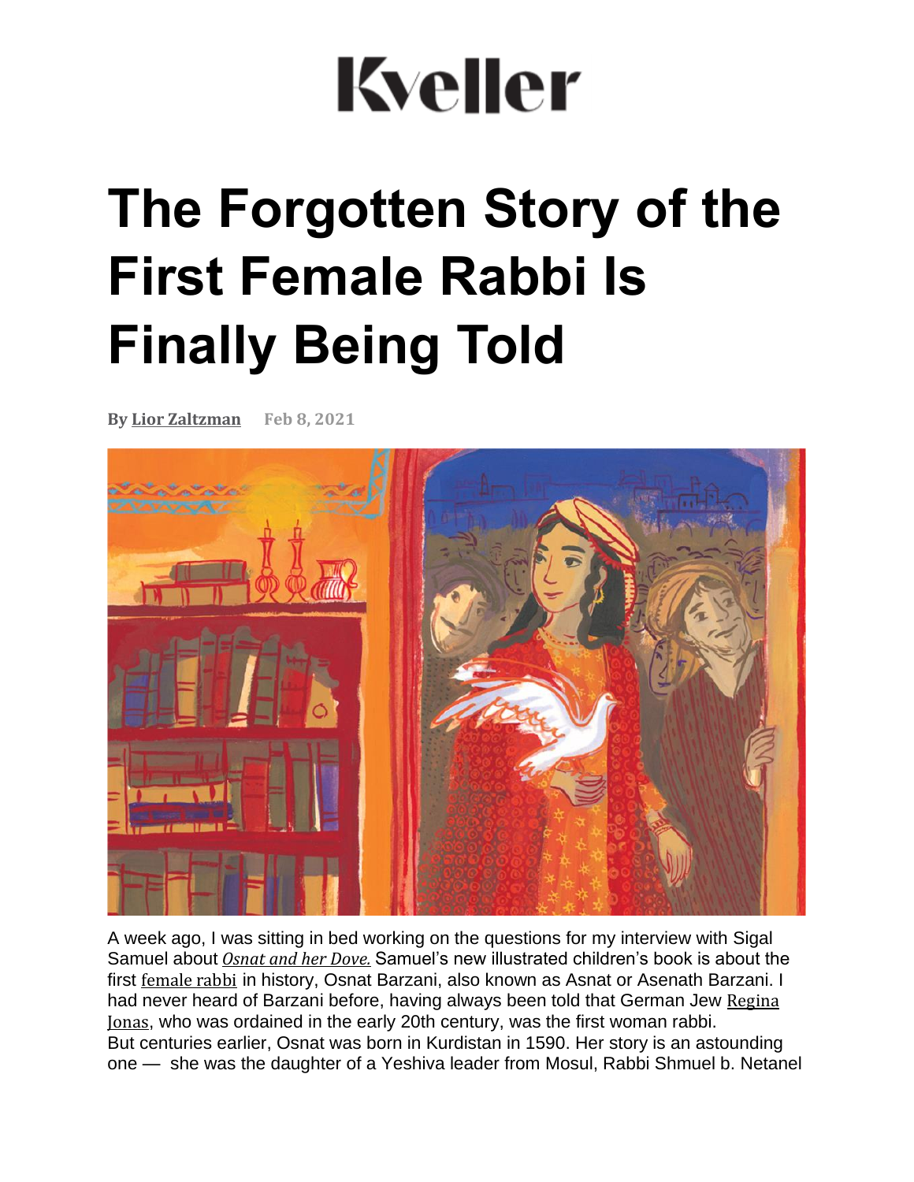# Kveller

# The Forgotten Story of the First Female Rabbi Is Finally Being Told

**By Lior Zaltzman** Feb 8, 2021

A week ago, I was sitting in bed working on the questions for my interview with Sigal Samuel about *Osnat and her Dove.* Samuel's new illustrated children's book is about the first female rabbi in history, Osnat Barzani, also known as Asnat or Asenath Barzani. I had never heard of Barzani before, having always been told that German Jew Regina Jonas, who was ordained in the early 20th century, was the first woman rabbi. But centuries earlier, Osnat was born in Kurdistan in 1590. Her story is an astounding one — she was the daughter of a Yeshiva leader from Mosul, Rabbi Shmuel b. Netanel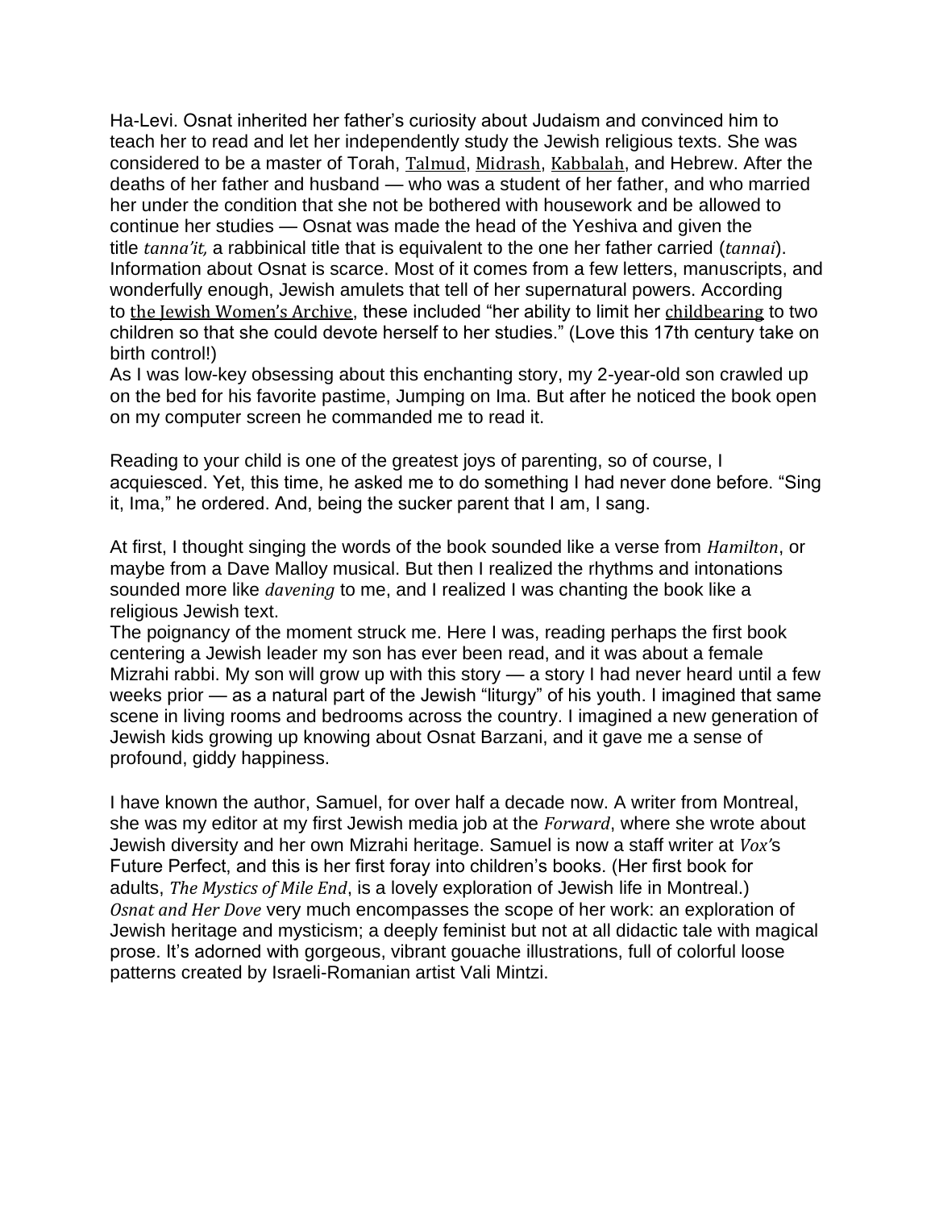Ha-Levi. Osnat inherited her father's curiosity about Judaism and convinced him to teach her to read and let her independently study the Jewish religious texts. She was considered to be a master of Torah, Talmud, Midrash, Kabbalah, and Hebrew. After the deaths of her father and husband — who was a student of her father, and who married her under the condition that she not be bothered with housework and be allowed to continue her studies — Osnat was made the head of the Yeshiva and given the title *tanna'it,* a rabbinical title that is equivalent to the one her father carried (*tannai*). Information about Osnat is scarce. Most of it comes from a few letters, manuscripts, and wonderfully enough, Jewish amulets that tell of her supernatural powers. According to the Jewish Women's Archive, these included "her ability to limit her childbearing to two children so that she could devote herself to her studies." (Love this 17th century take on birth control!)

As I was low-key obsessing about this enchanting story, my 2-year-old son crawled up on the bed for his favorite pastime, Jumping on Ima. But after he noticed the book open on my computer screen he commanded me to read it.

Reading to your child is one of the greatest joys of parenting, so of course, I acquiesced. Yet, this time, he asked me to do something I had never done before. "Sing it, Ima," he ordered. And, being the sucker parent that I am, I sang.

At first, I thought singing the words of the book sounded like a verse from *Hamilton*, or maybe from a Dave Malloy musical. But then I realized the rhythms and intonations sounded more like *davening* to me, and I realized I was chanting the book like a religious Jewish text.

The poignancy of the moment struck me. Here I was, reading perhaps the first book centering a Jewish leader my son has ever been read, and it was about a female Mizrahi rabbi. My son will grow up with this story — a story I had never heard until a few weeks prior — as a natural part of the Jewish "liturgy" of his youth. I imagined that same scene in living rooms and bedrooms across the country. I imagined a new generation of Jewish kids growing up knowing about Osnat Barzani, and it gave me a sense of profound, giddy happiness.

I have known the author, Samuel, for over half a decade now. A writer from Montreal, she was my editor at my first Jewish media job at the *Forward*, where she wrote about Jewish diversity and her own Mizrahi heritage. Samuel is now a staff writer at *Vox*'s Future Perfect, and this is her first foray into children's books. (Her first book for adults, *The Mystics of Mile End*, is a lovely exploration of Jewish life in Montreal.) *Osnat and Her Dove* very much encompasses the scope of her work: an exploration of Jewish heritage and mysticism; a deeply feminist but not at all didactic tale with magical prose. It's adorned with gorgeous, vibrant gouache illustrations, full of colorful loose patterns created by Israeli-Romanian artist Vali Mintzi.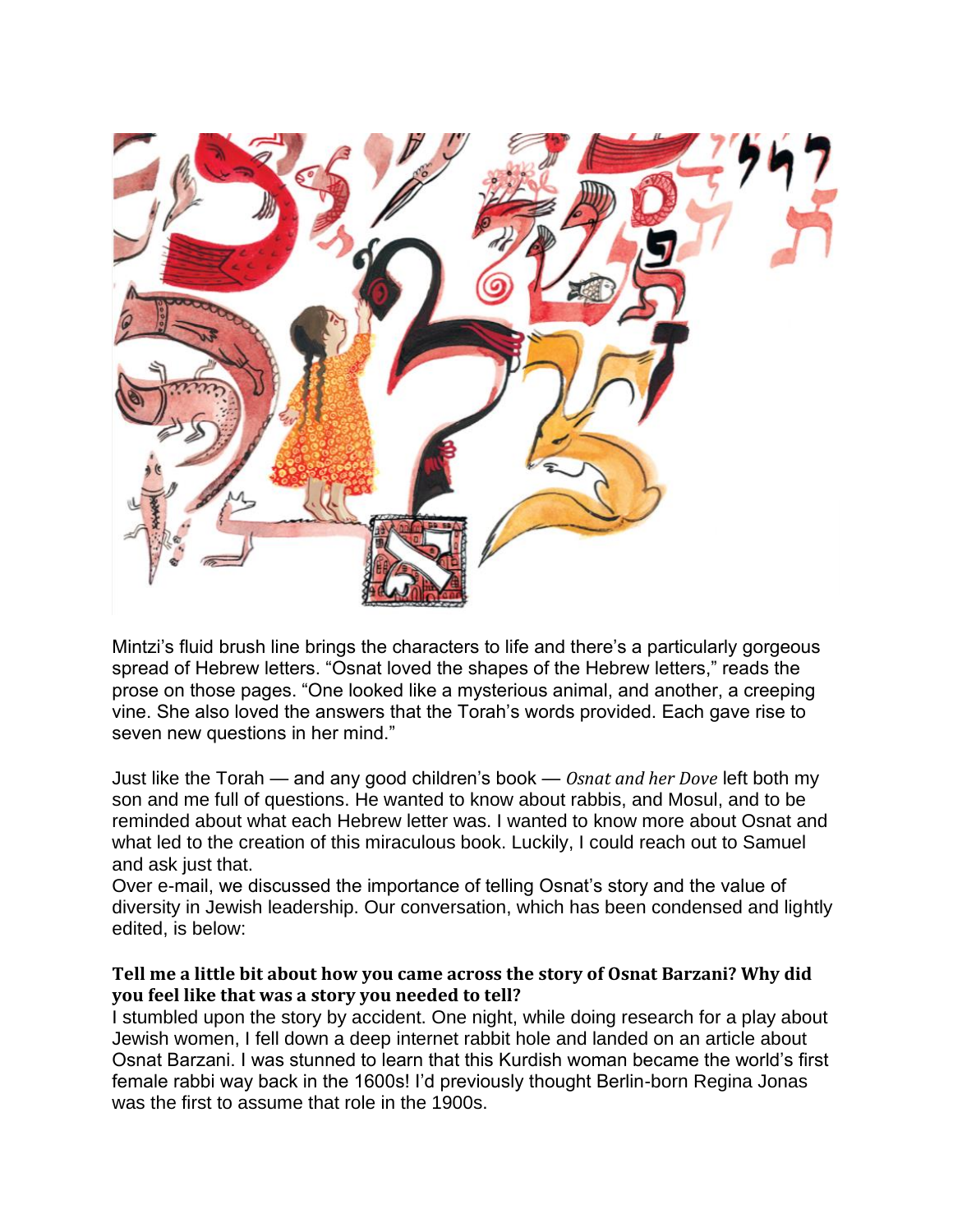Mintzi's fluid brush line brings the characters to life and there's a particularly gorgeous spread of Hebrew letters. "Osnat loved the shapes of the Hebrew letters," reads the prose on those pages. "One looked like a mysterious animal, and another, a creeping vine. She also loved the answers that the Torah's words provided. Each gave rise to seven new questions in her mind."

Just like the Torah — and any good children's book — *Osnat and her Dove* left both my son and me full of questions. He wanted to know about rabbis, and Mosul, and to be reminded about what each Hebrew letter was. I wanted to know more about Osnat and what led to the creation of this miraculous book. Luckily, I could reach out to Samuel and ask just that.

Over e-mail, we discussed the importance of telling Osnat's story and the value of diversity in Jewish leadership. Our conversation, which has been condensed and lightly edited, is below:

**Tell me a little bit about how you came across the story of Osnat Barzani? Why did you feel like that was a story you needed to tell?**

I stumbled upon the story by accident. One night, while doing research for a play about Jewish women, I fell down a deep internet rabbit hole and landed on an article about Osnat Barzani. I was stunned to learn that this Kurdish woman became the world's first female rabbi way back in the 1600s! I'd previously thought Berlin-born Regina Jonas was the first to assume that role in the 1900s.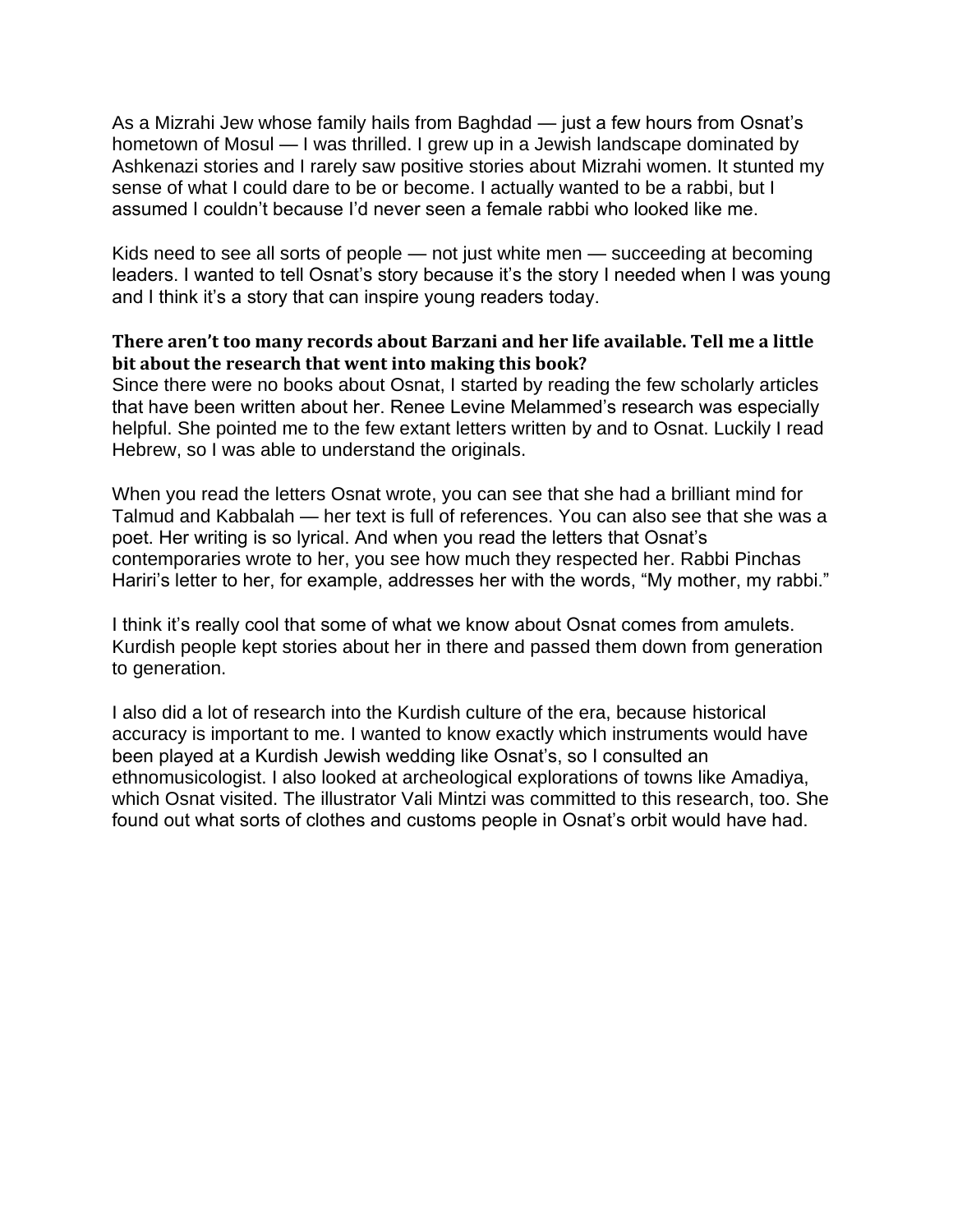As a Mizrahi Jew whose family hails from Baghdad — just a few hours from Osnat's hometown of Mosul — I was thrilled. I grew up in a Jewish landscape dominated by Ashkenazi stories and I rarely saw positive stories about Mizrahi women. It stunted my sense of what I could dare to be or become. I actually wanted to be a rabbi, but I assumed I couldn't because I'd never seen a female rabbi who looked like me.

Kids need to see all sorts of people — not just white men — succeeding at becoming leaders. I wanted to tell Osnat's story because it's the story I needed when I was young and I think it's a story that can inspire young readers today.

**There aren't too many records about Barzani and her life available. Tell me a little bit about the research that went into making this book?**

Since there were no books about Osnat, I started by reading the few scholarly articles that have been written about her. Renee Levine Melammed's research was especially helpful. She pointed me to the few extant letters written by and to Osnat. Luckily I read Hebrew, so I was able to understand the originals.

When you read the letters Osnat wrote, you can see that she had a brilliant mind for Talmud and Kabbalah — her text is full of references. You can also see that she was a poet. Her writing is so lyrical. And when you read the letters that Osnat's contemporaries wrote to her, you see how much they respected her. Rabbi Pinchas Hariri's letter to her, for example, addresses her with the words, "My mother, my rabbi."

I think it's really cool that some of what we know about Osnat comes from amulets. Kurdish people kept stories about her in there and passed them down from generation to generation.

I also did a lot of research into the Kurdish culture of the era, because historical accuracy is important to me. I wanted to know exactly which instruments would have been played at a Kurdish Jewish wedding like Osnat's, so I consulted an ethnomusicologist. I also looked at archeological explorations of towns like Amadiya, which Osnat visited. The illustrator Vali Mintzi was committed to this research, too. She found out what sorts of clothes and customs people in Osnat's orbit would have had.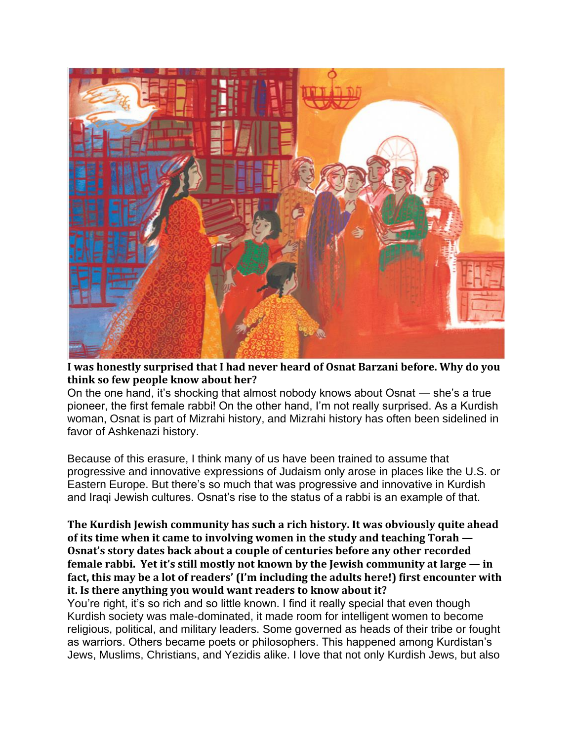**I was honestly surprised that I had never heard of Osnat Barzani before. Why do you think so few people know about her?**

On the one hand, it's shocking that almost nobody knows about Osnat — she's a true pioneer, the first female rabbi! On the other hand, I'm not really surprised. As a Kurdish woman, Osnat is part of Mizrahi history, and Mizrahi history has often been sidelined in favor of Ashkenazi history.

Because of this erasure, I think many of us have been trained to assume that progressive and innovative expressions of Judaism only arose in places like the U.S. or Eastern Europe. But there's so much that was progressive and innovative in Kurdish and Iraqi Jewish cultures. Osnat's rise to the status of a rabbi is an example of that.

**The Kurdish Jewish community has such a rich history. It was obviously quite ahead of its time when it came to involving women in the study and teaching Torah — Osnat's story dates back about a couple of centuries before any other recorded female rabbi. Yet it's still mostly not known by the Jewish community at large — in fact, this may be a lot of readers' (I'm including the adults here!) first encounter with it. Is there anything you would want readers to know about it?**

You're right, it's so rich and so little known. I find it really special that even though Kurdish society was male-dominated, it made room for intelligent women to become religious, political, and military leaders. Some governed as heads of their tribe or fought as warriors. Others became poets or philosophers. This happened among Kurdistan's Jews, Muslims, Christians, and Yezidis alike. I love that not only Kurdish Jews, but also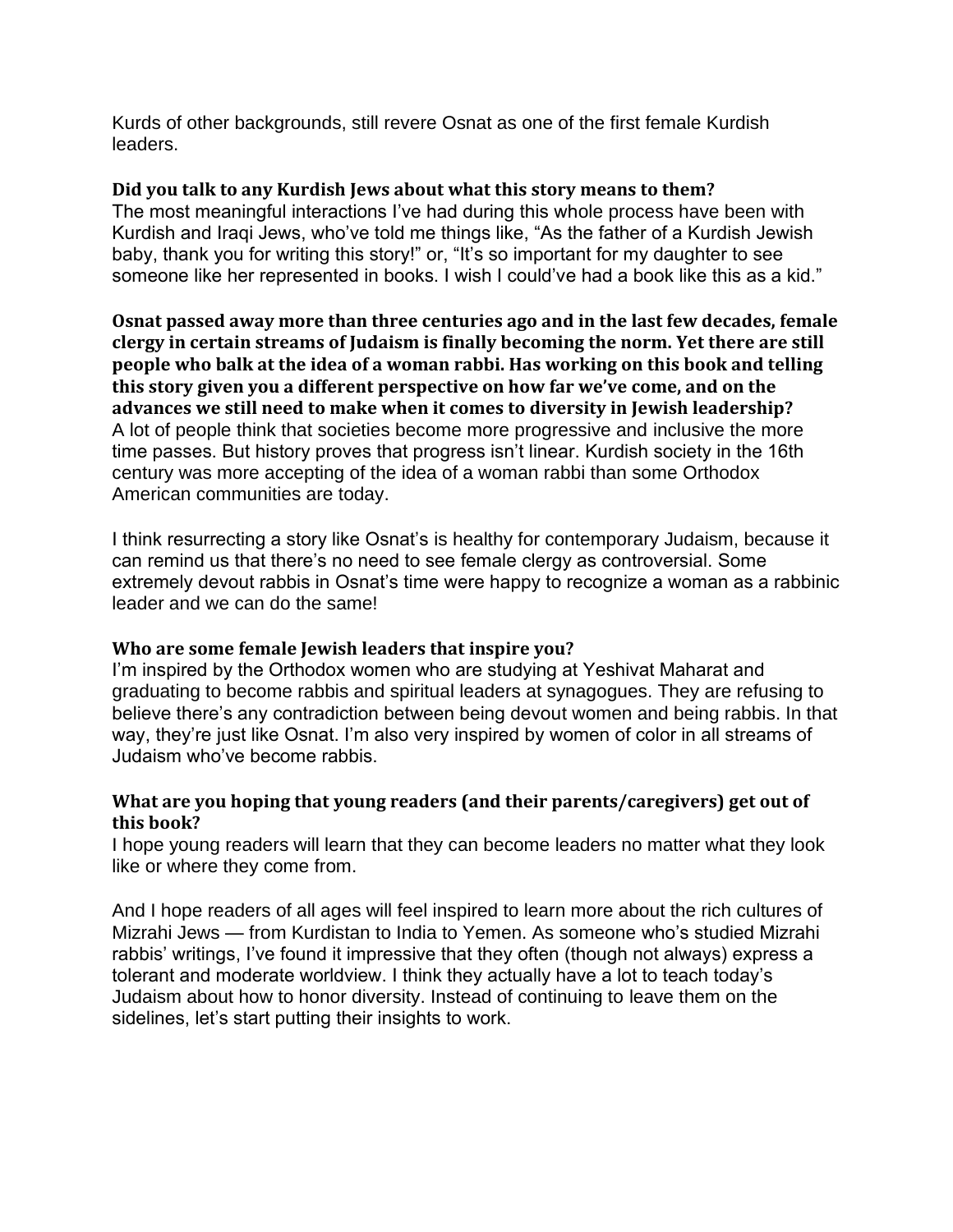Kurds of other backgrounds, still revere Osnat as one of the first female Kurdish leaders.

**Did you talk to any Kurdish Jews about what this story means to them?**

The most meaningful interactions I've had during this whole process have been with Kurdish and Iraqi Jews, who've told me things like, "As the father of a Kurdish Jewish baby, thank you for writing this story!" or, "It's so important for my daughter to see someone like her represented in books. I wish I could've had a book like this as a kid."

**Osnat passed away more than three centuries ago and in the last few decades, female clergy in certain streams of Judaism is finally becoming the norm. Yet there are still people who balk at the idea of a woman rabbi. Has working on this book and telling this story given you a different perspective on how far we've come, and on the advances we still need to make when it comes to diversity in Jewish leadership?**

A lot of people think that societies become more progressive and inclusive the more time passes. But history proves that progress isn't linear. Kurdish society in the 16th century was more accepting of the idea of a woman rabbi than some Orthodox American communities are today.

I think resurrecting a story like Osnat's is healthy for contemporary Judaism, because it can remind us that there's no need to see female clergy as controversial. Some extremely devout rabbis in Osnat's time were happy to recognize a woman as a rabbinic leader and we can do the same!

**Who are some female Jewish leaders that inspire you?**

I'm inspired by the Orthodox women who are studying at Yeshivat Maharat and graduating to become rabbis and spiritual leaders at synagogues. They are refusing to believe there's any contradiction between being devout women and being rabbis. In that way, they're just like Osnat. I'm also very inspired by women of color in all streams of Judaism who've become rabbis.

**What are you hoping that young readers (and their parents/caregivers) get out of this book?**

I hope young readers will learn that they can become leaders no matter what they look like or where they come from.

And I hope readers of all ages will feel inspired to learn more about the rich cultures of Mizrahi Jews — from Kurdistan to India to Yemen. As someone who's studied Mizrahi rabbis' writings, I've found it impressive that they often (though not always) express a tolerant and moderate worldview. I think they actually have a lot to teach today's Judaism about how to honor diversity. Instead of continuing to leave them on the sidelines, let's start putting their insights to work.